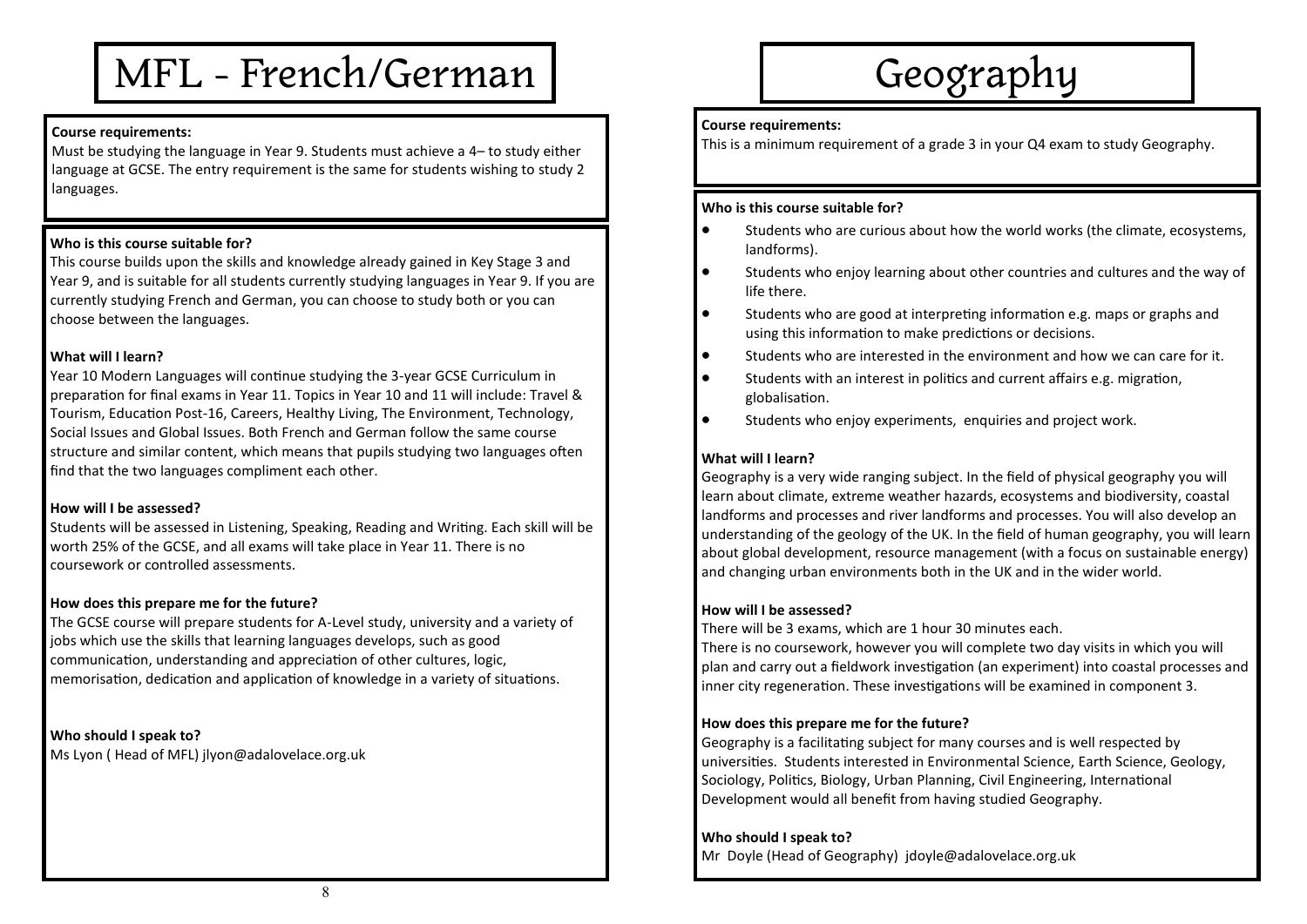# MFL - French/German

**Course requirements:**
Must be studying the language in Year 9. Students must achieve a 4– to study either language at GCSE. The entry requirement is the same for students wishing to study 2 languages.

**Who is this course suitable for?**
This course builds upon the skills and knowledge already gained in Key Stage 3 and Year 9, and is suitable for all students currently studying languages in Year 9. If you are currently studying French and German, you can choose to study both or you can choose between the languages.

**What will I learn?**
Year 10 Modern Languages will continue studying the 3-year GCSE Curriculum in preparation for final exams in Year 11. Topics in Year 10 and 11 will include: Travel & Tourism, Education Post-16, Careers, Healthy Living, The Environment, Technology, Social Issues and Global Issues. Both French and German follow the same course structure and similar content, which means that pupils studying two languages often find that the two languages compliment each other.

**How will I be assessed?**
Students will be assessed in Listening, Speaking, Reading and Writing. Each skill will be worth 25% of the GCSE, and all exams will take place in Year 11. There is no coursework or controlled assessments.

**How does this prepare me for the future?**
The GCSE course will prepare students for A-Level study, university and a variety of jobs which use the skills that learning languages develops, such as good communication, understanding and appreciation of other cultures, logic, memorisation, dedication and application of knowledge in a variety of situations.

**Who should I speak to?**
Ms Lyon ( Head of MFL) jlyon@adalovelace.org.uk

# Geography

**Course requirements:**
This is a minimum requirement of a grade 3 in your Q4 exam to study Geography.

**Who is this course suitable for?**

- Students who are curious about how the world works (the climate, ecosystems, landforms).
- Students who enjoy learning about other countries and cultures and the way of life there.
- Students who are good at interpreting information e.g. maps or graphs and using this information to make predictions or decisions.
- Students who are interested in the environment and how we can care for it.
- Students with an interest in politics and current affairs e.g. migration, globalisation.
- Students who enjoy experiments, enquiries and project work.

**What will I learn?**
Geography is a very wide ranging subject. In the field of physical geography you will learn about climate, extreme weather hazards, ecosystems and biodiversity, coastal landforms and processes and river landforms and processes. You will also develop an understanding of the geology of the UK. In the field of human geography, you will learn about global development, resource management (with a focus on sustainable energy) and changing urban environments both in the UK and in the wider world.

**How will I be assessed?**
There will be 3 exams, which are 1 hour 30 minutes each.
There is no coursework, however you will complete two day visits in which you will plan and carry out a fieldwork investigation (an experiment) into coastal processes and inner city regeneration. These investigations will be examined in component 3.

**How does this prepare me for the future?**
Geography is a facilitating subject for many courses and is well respected by universities. Students interested in Environmental Science, Earth Science, Geology, Sociology, Politics, Biology, Urban Planning, Civil Engineering, International Development would all benefit from having studied Geography.

**Who should I speak to?**
Mr Doyle (Head of Geography) jdoyle@adalovelace.org.uk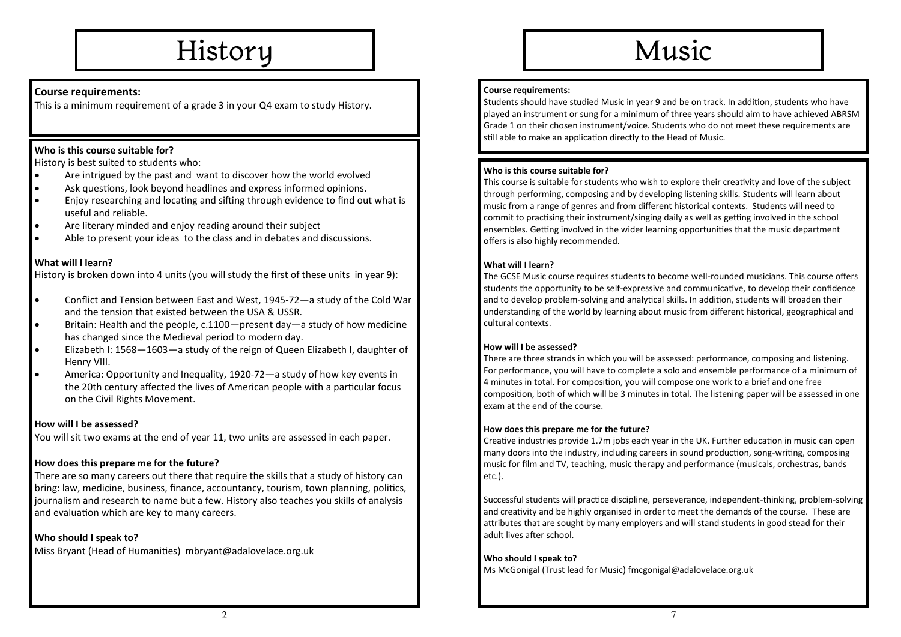# History

**Course requirements:**

This is a minimum requirement of a grade 3 in your Q4 exam to study History.

**Who is this course suitable for?**

History is best suited to students who:

- Are intrigued by the past and want to discover how the world evolved
- Ask questions, look beyond headlines and express informed opinions.
- Enjoy researching and locating and sifting through evidence to find out what is useful and reliable.
- Are literary minded and enjoy reading around their subject
- Able to present your ideas to the class and in debates and discussions.

**What will I learn?**

History is broken down into 4 units (you will study the first of these units in year 9):

- Conflict and Tension between East and West, 1945-72—a study of the Cold War and the tension that existed between the USA & USSR.
- Britain: Health and the people, c.1100—present day—a study of how medicine has changed since the Medieval period to modern day.
- Elizabeth I: 1568—1603—a study of the reign of Queen Elizabeth I, daughter of Henry VIII.
- America: Opportunity and Inequality, 1920-72—a study of how key events in the 20th century affected the lives of American people with a particular focus on the Civil Rights Movement.

**How will I be assessed?**

You will sit two exams at the end of year 11, two units are assessed in each paper.

**How does this prepare me for the future?**

There are so many careers out there that require the skills that a study of history can bring: law, medicine, business, finance, accountancy, tourism, town planning, politics, journalism and research to name but a few. History also teaches you skills of analysis and evaluation which are key to many careers.

**Who should I speak to?**

Miss Bryant (Head of Humanities) mbryant@adalovelace.org.uk

# Music

**Course requirements:**

Students should have studied Music in year 9 and be on track. In addition, students who have played an instrument or sung for a minimum of three years should aim to have achieved ABRSM Grade 1 on their chosen instrument/voice. Students who do not meet these requirements are still able to make an application directly to the Head of Music.

**Who is this course suitable for?**

This course is suitable for students who wish to explore their creativity and love of the subject through performing, composing and by developing listening skills. Students will learn about music from a range of genres and from different historical contexts. Students will need to commit to practising their instrument/singing daily as well as getting involved in the school ensembles. Getting involved in the wider learning opportunities that the music department offers is also highly recommended.

**What will I learn?**

The GCSE Music course requires students to become well-rounded musicians. This course offers students the opportunity to be self-expressive and communicative, to develop their confidence and to develop problem-solving and analytical skills. In addition, students will broaden their understanding of the world by learning about music from different historical, geographical and cultural contexts.

**How will I be assessed?**

There are three strands in which you will be assessed: performance, composing and listening. For performance, you will have to complete a solo and ensemble performance of a minimum of 4 minutes in total. For composition, you will compose one work to a brief and one free composition, both of which will be 3 minutes in total. The listening paper will be assessed in one exam at the end of the course.

**How does this prepare me for the future?**

Creative industries provide 1.7m jobs each year in the UK. Further education in music can open many doors into the industry, including careers in sound production, song-writing, composing music for film and TV, teaching, music therapy and performance (musicals, orchestras, bands etc.).

Successful students will practice discipline, perseverance, independent-thinking, problem-solving and creativity and be highly organised in order to meet the demands of the course. These are attributes that are sought by many employers and will stand students in good stead for their adult lives after school.

**Who should I speak to?**

Ms McGonigal (Trust lead for Music) fmcgonigal@adalovelace.org.uk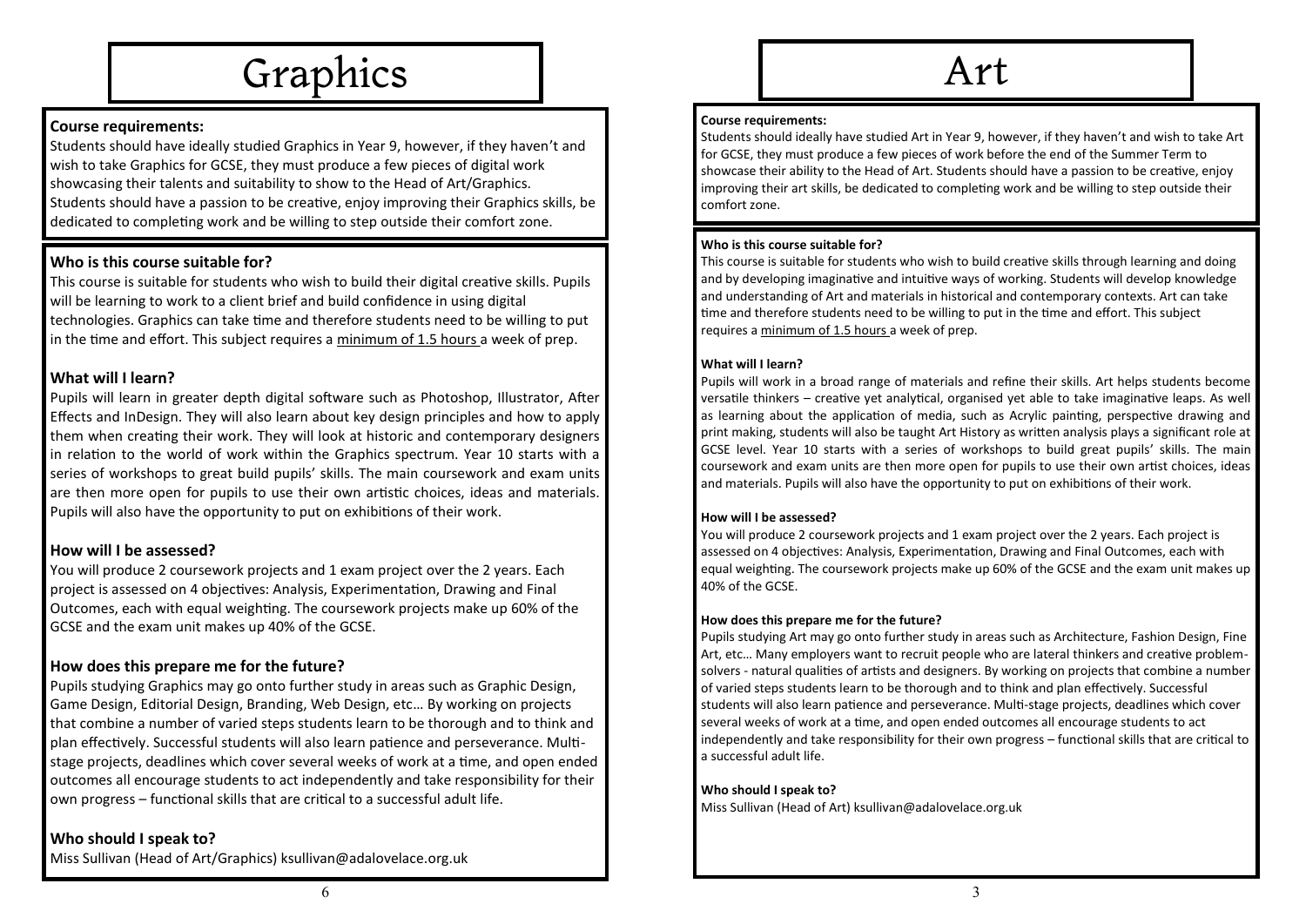# Graphics

### Course requirements:

Students should have ideally studied Graphics in Year 9, however, if they haven't and wish to take Graphics for GCSE, they must produce a few pieces of digital work showcasing their talents and suitability to show to the Head of Art/Graphics. Students should have a passion to be creative, enjoy improving their Graphics skills, be dedicated to completing work and be willing to step outside their comfort zone.

### Who is this course suitable for?

This course is suitable for students who wish to build their digital creative skills. Pupils will be learning to work to a client brief and build confidence in using digital technologies. Graphics can take time and therefore students need to be willing to put in the time and effort. This subject requires a <u>minimum of 1.5 hours</u> a week of prep.

### What will I learn?

Pupils will learn in greater depth digital software such as Photoshop, Illustrator, After Effects and InDesign. They will also learn about key design principles and how to apply them when creating their work. They will look at historic and contemporary designers in relation to the world of work within the Graphics spectrum. Year 10 starts with a series of workshops to great build pupils' skills. The main coursework and exam units are then more open for pupils to use their own artistic choices, ideas and materials. Pupils will also have the opportunity to put on exhibitions of their work.

### How will I be assessed?

You will produce 2 coursework projects and 1 exam project over the 2 years. Each project is assessed on 4 objectives: Analysis, Experimentation, Drawing and Final Outcomes, each with equal weighting. The coursework projects make up 60% of the GCSE and the exam unit makes up 40% of the GCSE.

### How does this prepare me for the future?

Pupils studying Graphics may go onto further study in areas such as Graphic Design, Game Design, Editorial Design, Branding, Web Design, etc… By working on projects that combine a number of varied steps students learn to be thorough and to think and plan effectively. Successful students will also learn patience and perseverance. Multi-stage projects, deadlines which cover several weeks of work at a time, and open ended outcomes all encourage students to act independently and take responsibility for their own progress – functional skills that are critical to a successful adult life.

### Who should I speak to?

Miss Sullivan (Head of Art/Graphics) ksullivan@adalovelace.org.uk

# Art

### Course requirements:

Students should ideally have studied Art in Year 9, however, if they haven't and wish to take Art for GCSE, they must produce a few pieces of work before the end of the Summer Term to showcase their ability to the Head of Art. Students should have a passion to be creative, enjoy improving their art skills, be dedicated to completing work and be willing to step outside their comfort zone.

### Who is this course suitable for?

This course is suitable for students who wish to build creative skills through learning and doing and by developing imaginative and intuitive ways of working. Students will develop knowledge and understanding of Art and materials in historical and contemporary contexts. Art can take time and therefore students need to be willing to put in the time and effort. This subject requires a <u>minimum of 1.5 hours</u> a week of prep.

### What will I learn?

Pupils will work in a broad range of materials and refine their skills. Art helps students become versatile thinkers – creative yet analytical, organised yet able to take imaginative leaps. As well as learning about the application of media, such as Acrylic painting, perspective drawing and print making, students will also be taught Art History as written analysis plays a significant role at GCSE level. Year 10 starts with a series of workshops to build great pupils' skills. The main coursework and exam units are then more open for pupils to use their own artist choices, ideas and materials. Pupils will also have the opportunity to put on exhibitions of their work.

### How will I be assessed?

You will produce 2 coursework projects and 1 exam project over the 2 years. Each project is assessed on 4 objectives: Analysis, Experimentation, Drawing and Final Outcomes, each with equal weighting. The coursework projects make up 60% of the GCSE and the exam unit makes up 40% of the GCSE.

### How does this prepare me for the future?

Pupils studying Art may go onto further study in areas such as Architecture, Fashion Design, Fine Art, etc… Many employers want to recruit people who are lateral thinkers and creative problem-solvers - natural qualities of artists and designers. By working on projects that combine a number of varied steps students learn to be thorough and to think and plan effectively. Successful students will also learn patience and perseverance. Multi-stage projects, deadlines which cover several weeks of work at a time, and open ended outcomes all encourage students to act independently and take responsibility for their own progress – functional skills that are critical to a successful adult life.

### Who should I speak to?

Miss Sullivan (Head of Art) ksullivan@adalovelace.org.uk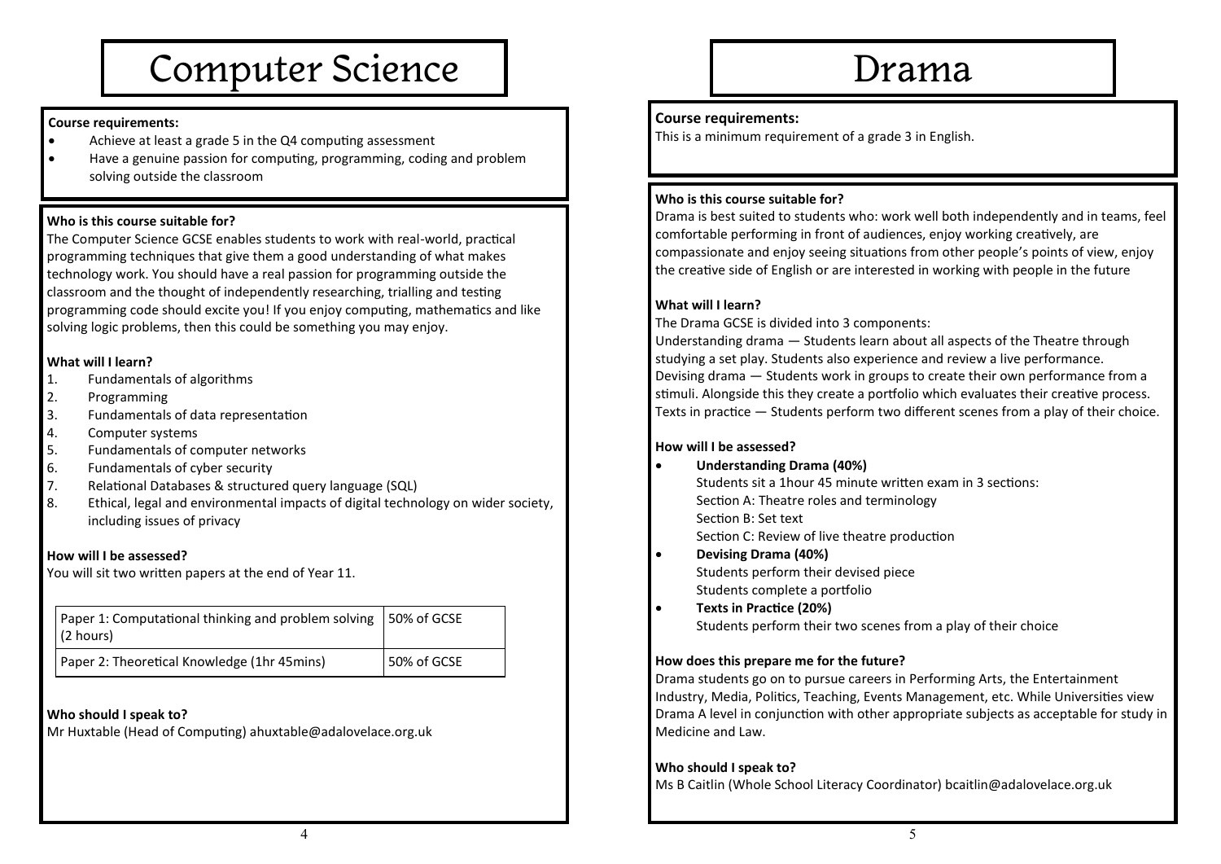# Computer Science

**Course requirements:**

- Achieve at least a grade 5 in the Q4 computing assessment
- Have a genuine passion for computing, programming, coding and problem solving outside the classroom

**Who is this course suitable for?**

The Computer Science GCSE enables students to work with real-world, practical programming techniques that give them a good understanding of what makes technology work. You should have a real passion for programming outside the classroom and the thought of independently researching, trialling and testing programming code should excite you! If you enjoy computing, mathematics and like solving logic problems, then this could be something you may enjoy.

**What will I learn?**

1. Fundamentals of algorithms
2. Programming
3. Fundamentals of data representation
4. Computer systems
5. Fundamentals of computer networks
6. Fundamentals of cyber security
7. Relational Databases & structured query language (SQL)
8. Ethical, legal and environmental impacts of digital technology on wider society, including issues of privacy

**How will I be assessed?**

You will sit two written papers at the end of Year 11.

| | |
|---|---|
| Paper 1: Computational thinking and problem solving (2 hours) | 50% of GCSE |
| Paper 2: Theoretical Knowledge (1hr 45mins) | 50% of GCSE |

**Who should I speak to?**

Mr Huxtable (Head of Computing) ahuxtable@adalovelace.org.uk

# Drama

**Course requirements:**

This is a minimum requirement of a grade 3 in English.

**Who is this course suitable for?**

Drama is best suited to students who: work well both independently and in teams, feel comfortable performing in front of audiences, enjoy working creatively, are compassionate and enjoy seeing situations from other people's points of view, enjoy the creative side of English or are interested in working with people in the future

**What will I learn?**

The Drama GCSE is divided into 3 components:

Understanding drama — Students learn about all aspects of the Theatre through studying a set play. Students also experience and review a live performance.

Devising drama — Students work in groups to create their own performance from a stimuli. Alongside this they create a portfolio which evaluates their creative process.

Texts in practice — Students perform two different scenes from a play of their choice.

**How will I be assessed?**

- **Understanding Drama (40%)**
  Students sit a 1hour 45 minute written exam in 3 sections:
  Section A: Theatre roles and terminology
  Section B: Set text
  Section C: Review of live theatre production
- **Devising Drama (40%)**
  Students perform their devised piece
  Students complete a portfolio
- **Texts in Practice (20%)**
  Students perform their two scenes from a play of their choice

**How does this prepare me for the future?**

Drama students go on to pursue careers in Performing Arts, the Entertainment Industry, Media, Politics, Teaching, Events Management, etc. While Universities view Drama A level in conjunction with other appropriate subjects as acceptable for study in Medicine and Law.

**Who should I speak to?**

Ms B Caitlin (Whole School Literacy Coordinator) bcaitlin@adalovelace.org.uk